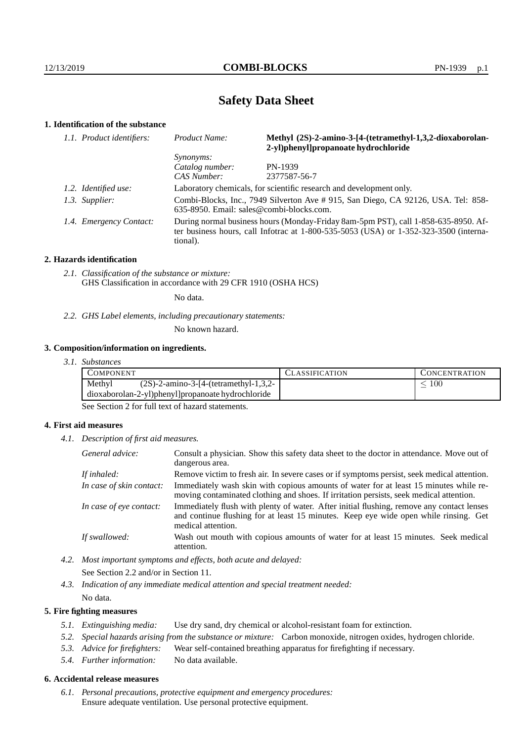# Safety Data Sheet

## 1. Identification of the substance

| 1.1. Product identifiers: | Product Name: | **Methyl (2S)-2-amino-3-[4-(tetramethyl-1,3,2-dioxaborolan-2-yl)phenyl]propanoate hydrochloride** |
|---|---|---|
| | *Synonyms:* | |
| | *Catalog number:* | PN-1939 |
| | *CAS Number:* | 2377587-56-7 |

*1.2. Identified use:* Laboratory chemicals, for scientific research and development only.

*1.3. Supplier:* Combi-Blocks, Inc., 7949 Silverton Ave # 915, San Diego, CA 92126, USA. Tel: 858-635-8950. Email: sales@combi-blocks.com.

*1.4. Emergency Contact:* During normal business hours (Monday-Friday 8am-5pm PST), call 1-858-635-8950. After business hours, call Infotrac at 1-800-535-5053 (USA) or 1-352-323-3500 (international).

## 2. Hazards identification

*2.1. Classification of the substance or mixture:*
GHS Classification in accordance with 29 CFR 1910 (OSHA HCS)

No data.

*2.2. GHS Label elements, including precautionary statements:*

No known hazard.

## 3. Composition/information on ingredients.

*3.1. Substances*

| COMPONENT | CLASSIFICATION | CONCENTRATION |
|---|---|---|
| Methyl (2S)-2-amino-3-[4-(tetramethyl-1,3,2-dioxaborolan-2-yl)phenyl]propanoate hydrochloride | | $\leq 100$ |

See Section 2 for full text of hazard statements.

## 4. First aid measures

*4.1. Description of first aid measures.*

*General advice:* Consult a physician. Show this safety data sheet to the doctor in attendance. Move out of dangerous area.

*If inhaled:* Remove victim to fresh air. In severe cases or if symptoms persist, seek medical attention.

*In case of skin contact:* Immediately wash skin with copious amounts of water for at least 15 minutes while removing contaminated clothing and shoes. If irritation persists, seek medical attention.

*In case of eye contact:* Immediately flush with plenty of water. After initial flushing, remove any contact lenses and continue flushing for at least 15 minutes. Keep eye wide open while rinsing. Get medical attention.

*If swallowed:* Wash out mouth with copious amounts of water for at least 15 minutes. Seek medical attention.

*4.2. Most important symptoms and effects, both acute and delayed:*

See Section 2.2 and/or in Section 11.

*4.3. Indication of any immediate medical attention and special treatment needed:*

No data.

## 5. Fire fighting measures

*5.1. Extinguishing media:* Use dry sand, dry chemical or alcohol-resistant foam for extinction.

*5.2. Special hazards arising from the substance or mixture:* Carbon monoxide, nitrogen oxides, hydrogen chloride.

*5.3. Advice for firefighters:* Wear self-contained breathing apparatus for firefighting if necessary.

*5.4. Further information:* No data available.

## 6. Accidental release measures

*6.1. Personal precautions, protective equipment and emergency procedures:*
Ensure adequate ventilation. Use personal protective equipment.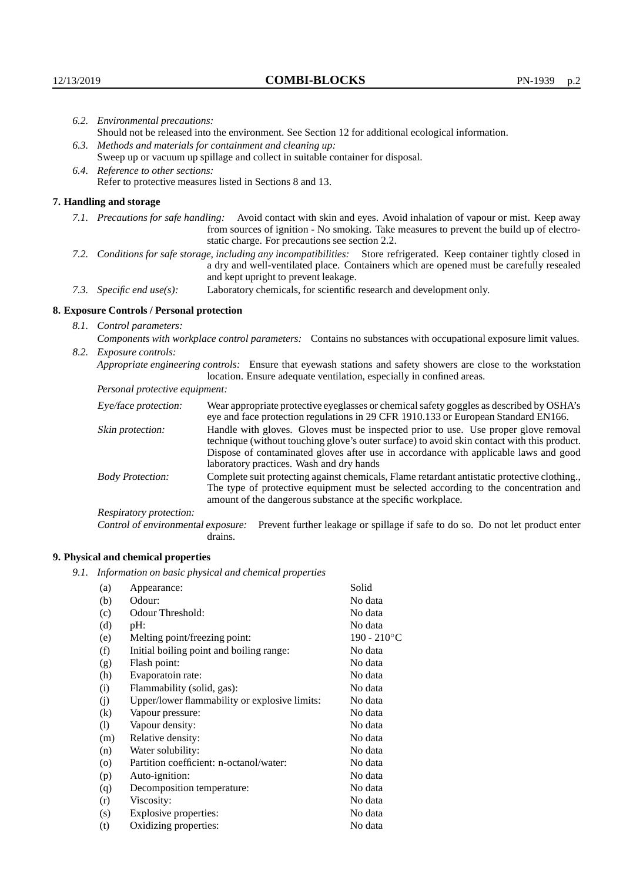*6.2. Environmental precautions:*

Should not be released into the environment. See Section 12 for additional ecological information.

*6.3. Methods and materials for containment and cleaning up:*

Sweep up or vacuum up spillage and collect in suitable container for disposal.

*6.4. Reference to other sections:*

Refer to protective measures listed in Sections 8 and 13.

## 7. Handling and storage

*7.1. Precautions for safe handling:* Avoid contact with skin and eyes. Avoid inhalation of vapour or mist. Keep away from sources of ignition - No smoking. Take measures to prevent the build up of electrostatic charge. For precautions see section 2.2.

*7.2. Conditions for safe storage, including any incompatibilities:* Store refrigerated. Keep container tightly closed in a dry and well-ventilated place. Containers which are opened must be carefully resealed and kept upright to prevent leakage.

*7.3. Specific end use(s):* Laboratory chemicals, for scientific research and development only.

## 8. Exposure Controls / Personal protection

*8.1. Control parameters:*

*Components with workplace control parameters:* Contains no substances with occupational exposure limit values.

*8.2. Exposure controls:*

*Appropriate engineering controls:* Ensure that eyewash stations and safety showers are close to the workstation location. Ensure adequate ventilation, especially in confined areas.

*Personal protective equipment:*

*Eye/face protection:* Wear appropriate protective eyeglasses or chemical safety goggles as described by OSHA's eye and face protection regulations in 29 CFR 1910.133 or European Standard EN166.

*Skin protection:* Handle with gloves. Gloves must be inspected prior to use. Use proper glove removal technique (without touching glove's outer surface) to avoid skin contact with this product. Dispose of contaminated gloves after use in accordance with applicable laws and good laboratory practices. Wash and dry hands

*Body Protection:* Complete suit protecting against chemicals, Flame retardant antistatic protective clothing., The type of protective equipment must be selected according to the concentration and amount of the dangerous substance at the specific workplace.

*Respiratory protection:*

*Control of environmental exposure:* Prevent further leakage or spillage if safe to do so. Do not let product enter drains.

## 9. Physical and chemical properties

*9.1. Information on basic physical and chemical properties*

| | | |
|---|---|---|
| (a) | Appearance: | Solid |
| (b) | Odour: | No data |
| (c) | Odour Threshold: | No data |
| (d) | pH: | No data |
| (e) | Melting point/freezing point: | 190 - 210°C |
| (f) | Initial boiling point and boiling range: | No data |
| (g) | Flash point: | No data |
| (h) | Evaporatoin rate: | No data |
| (i) | Flammability (solid, gas): | No data |
| (j) | Upper/lower flammability or explosive limits: | No data |
| (k) | Vapour pressure: | No data |
| (l) | Vapour density: | No data |
| (m) | Relative density: | No data |
| (n) | Water solubility: | No data |
| (o) | Partition coefficient: n-octanol/water: | No data |
| (p) | Auto-ignition: | No data |
| (q) | Decomposition temperature: | No data |
| (r) | Viscosity: | No data |
| (s) | Explosive properties: | No data |
| (t) | Oxidizing properties: | No data |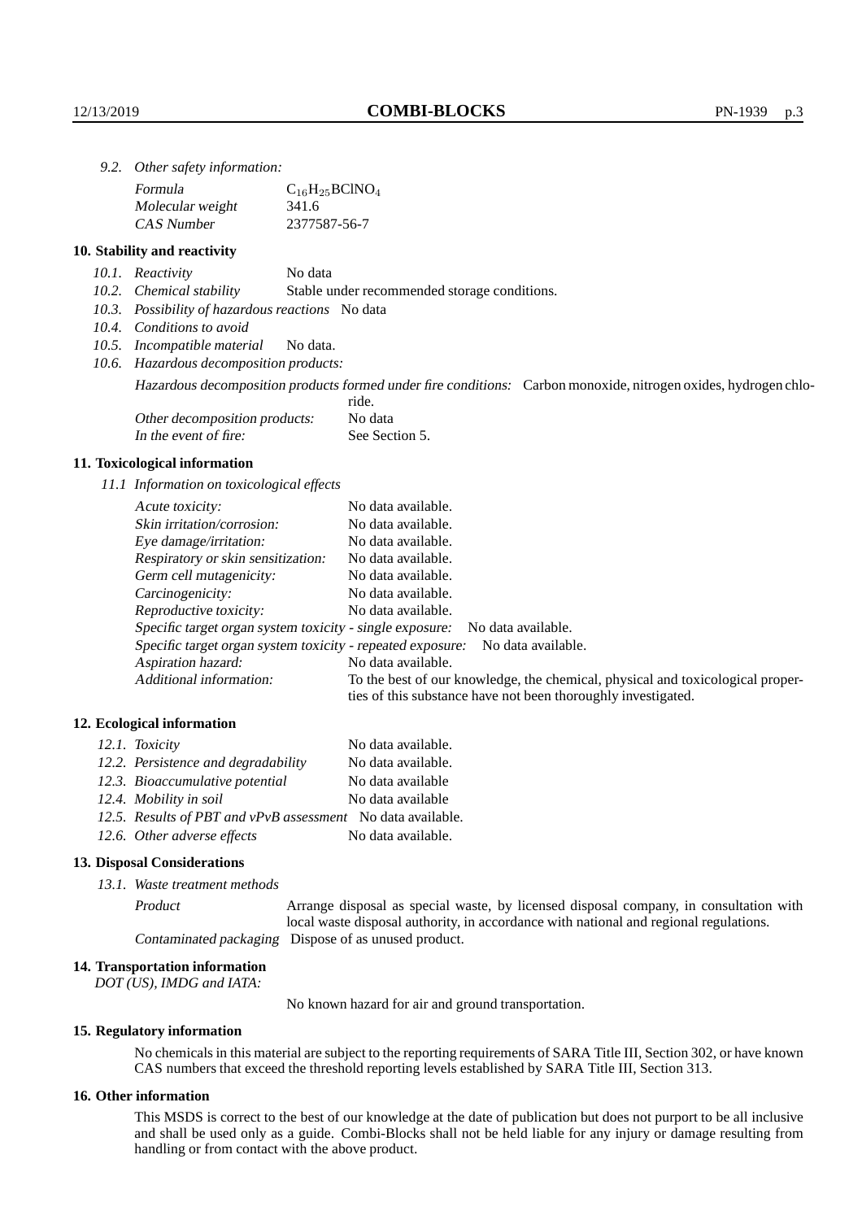*9.2. Other safety information:*

| | |
|---|---|
| *Formula* | $C_{16}H_{25}BClNO_4$ |
| *Molecular weight* | 341.6 |
| *CAS Number* | 2377587-56-7 |

## 10. Stability and reactivity

*10.1. Reactivity* No data

*10.2. Chemical stability* Stable under recommended storage conditions.

*10.3. Possibility of hazardous reactions* No data

*10.4. Conditions to avoid*

*10.5. Incompatible material* No data.

*10.6. Hazardous decomposition products:*

*Hazardous decomposition products formed under fire conditions:* Carbon monoxide, nitrogen oxides, hydrogen chloride.

*Other decomposition products:* No data

*In the event of fire:* See Section 5.

## 11. Toxicological information

*11.1 Information on toxicological effects*

| | |
|---|---|
| *Acute toxicity:* | No data available. |
| *Skin irritation/corrosion:* | No data available. |
| *Eye damage/irritation:* | No data available. |
| *Respiratory or skin sensitization:* | No data available. |
| *Germ cell mutagenicity:* | No data available. |
| *Carcinogenicity:* | No data available. |
| *Reproductive toxicity:* | No data available. |
| *Specific target organ system toxicity - single exposure:* | No data available. |
| *Specific target organ system toxicity - repeated exposure:* | No data available. |
| *Aspiration hazard:* | No data available. |
| *Additional information:* | To the best of our knowledge, the chemical, physical and toxicological properties of this substance have not been thoroughly investigated. |

## 12. Ecological information

| | |
|---|---|
| *12.1. Toxicity* | No data available. |
| *12.2. Persistence and degradability* | No data available. |
| *12.3. Bioaccumulative potential* | No data available |
| *12.4. Mobility in soil* | No data available |
| *12.5. Results of PBT and vPvB assessment* | No data available. |
| *12.6. Other adverse effects* | No data available. |

## 13. Disposal Considerations

*13.1. Waste treatment methods*

*Product* Arrange disposal as special waste, by licensed disposal company, in consultation with local waste disposal authority, in accordance with national and regional regulations.

*Contaminated packaging* Dispose of as unused product.

## 14. Transportation information

*DOT (US), IMDG and IATA:*

No known hazard for air and ground transportation.

## 15. Regulatory information

No chemicals in this material are subject to the reporting requirements of SARA Title III, Section 302, or have known CAS numbers that exceed the threshold reporting levels established by SARA Title III, Section 313.

## 16. Other information

This MSDS is correct to the best of our knowledge at the date of publication but does not purport to be all inclusive and shall be used only as a guide. Combi-Blocks shall not be held liable for any injury or damage resulting from handling or from contact with the above product.